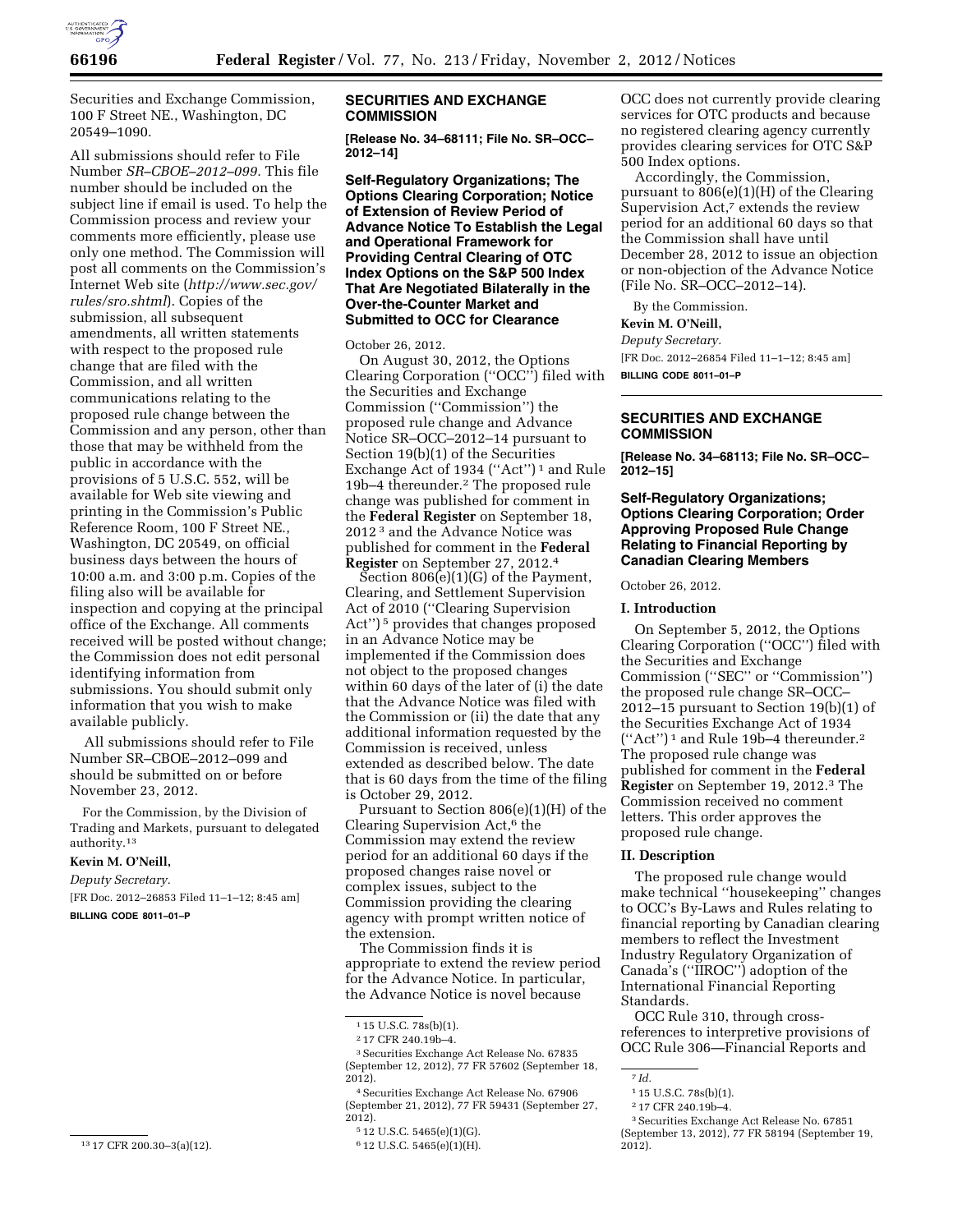Securities and Exchange Commission, 100 F Street NE., Washington, DC 20549–1090.

All submissions should refer to File Number *SR–CBOE–2012–099.* This file number should be included on the subject line if email is used. To help the Commission process and review your comments more efficiently, please use only one method. The Commission will post all comments on the Commission's Internet Web site (*http://www.sec.gov/rules/sro.shtml*). Copies of the submission, all subsequent amendments, all written statements with respect to the proposed rule change that are filed with the Commission, and all written communications relating to the proposed rule change between the Commission and any person, other than those that may be withheld from the public in accordance with the provisions of 5 U.S.C. 552, will be available for Web site viewing and printing in the Commission's Public Reference Room, 100 F Street NE., Washington, DC 20549, on official business days between the hours of 10:00 a.m. and 3:00 p.m. Copies of the filing also will be available for inspection and copying at the principal office of the Exchange. All comments received will be posted without change; the Commission does not edit personal identifying information from submissions. You should submit only information that you wish to make available publicly.

All submissions should refer to File Number SR–CBOE–2012–099 and should be submitted on or before November 23, 2012.

For the Commission, by the Division of Trading and Markets, pursuant to delegated authority.[13]

**Kevin M. O'Neill,**

*Deputy Secretary.*

[FR Doc. 2012–26853 Filed 11–1–12; 8:45 am]

**BILLING CODE 8011–01–P**

[13] 17 CFR 200.30–3(a)(12).

---

## SECURITIES AND EXCHANGE COMMISSION

**[Release No. 34–68111; File No. SR–OCC–2012–14]**

### Self-Regulatory Organizations; The Options Clearing Corporation; Notice of Extension of Review Period of Advance Notice To Establish the Legal and Operational Framework for Providing Central Clearing of OTC Index Options on the S&P 500 Index That Are Negotiated Bilaterally in the Over-the-Counter Market and Submitted to OCC for Clearance

October 26, 2012.

On August 30, 2012, the Options Clearing Corporation ("OCC") filed with the Securities and Exchange Commission ("Commission") the proposed rule change and Advance Notice SR–OCC–2012–14 pursuant to Section 19(b)(1) of the Securities Exchange Act of 1934 ("Act")[1] and Rule 19b–4 thereunder.[2] The proposed rule change was published for comment in the **Federal Register** on September 18, 2012[3] and the Advance Notice was published for comment in the **Federal Register** on September 27, 2012.[4]

Section 806(e)(1)(G) of the Payment, Clearing, and Settlement Supervision Act of 2010 ("Clearing Supervision Act")[5] provides that changes proposed in an Advance Notice may be implemented if the Commission does not object to the proposed changes within 60 days of the later of (i) the date that the Advance Notice was filed with the Commission or (ii) the date that any additional information requested by the Commission is received, unless extended as described below. The date that is 60 days from the time of the filing is October 29, 2012.

Pursuant to Section 806(e)(1)(H) of the Clearing Supervision Act,[6] the Commission may extend the review period for an additional 60 days if the proposed changes raise novel or complex issues, subject to the Commission providing the clearing agency with prompt written notice of the extension.

The Commission finds it is appropriate to extend the review period for the Advance Notice. In particular, the Advance Notice is novel because OCC does not currently provide clearing services for OTC products and because no registered clearing agency currently provides clearing services for OTC S&P 500 Index options.

Accordingly, the Commission, pursuant to 806(e)(1)(H) of the Clearing Supervision Act,[7] extends the review period for an additional 60 days so that the Commission shall have until December 28, 2012 to issue an objection or non-objection of the Advance Notice (File No. SR–OCC–2012–14).

By the Commission.

**Kevin M. O'Neill,**

*Deputy Secretary.*

[FR Doc. 2012–26854 Filed 11–1–12; 8:45 am]

**BILLING CODE 8011–01–P**

[1] 15 U.S.C. 78s(b)(1).

[2] 17 CFR 240.19b–4.

[3] Securities Exchange Act Release No. 67835 (September 12, 2012), 77 FR 57602 (September 18, 2012).

[4] Securities Exchange Act Release No. 67906 (September 21, 2012), 77 FR 59431 (September 27, 2012).

[5] 12 U.S.C. 5465(e)(1)(G).

[6] 12 U.S.C. 5465(e)(1)(H).

[7] *Id.*

---

## SECURITIES AND EXCHANGE COMMISSION

**[Release No. 34–68113; File No. SR–OCC–2012–15]**

### Self-Regulatory Organizations; Options Clearing Corporation; Order Approving Proposed Rule Change Relating to Financial Reporting by Canadian Clearing Members

October 26, 2012.

#### I. Introduction

On September 5, 2012, the Options Clearing Corporation ("OCC") filed with the Securities and Exchange Commission ("SEC" or "Commission") the proposed rule change SR–OCC–2012–15 pursuant to Section 19(b)(1) of the Securities Exchange Act of 1934 ("Act")[1] and Rule 19b–4 thereunder.[2] The proposed rule change was published for comment in the **Federal Register** on September 19, 2012.[3] The Commission received no comment letters. This order approves the proposed rule change.

#### II. Description

The proposed rule change would make technical "housekeeping" changes to OCC's By-Laws and Rules relating to financial reporting by Canadian clearing members to reflect the Investment Industry Regulatory Organization of Canada's ("IIROC") adoption of the International Financial Reporting Standards.

OCC Rule 310, through cross-references to interpretive provisions of OCC Rule 306—Financial Reports and

[1] 15 U.S.C. 78s(b)(1).

[2] 17 CFR 240.19b–4.

[3] Securities Exchange Act Release No. 67851 (September 13, 2012), 77 FR 58194 (September 19, 2012).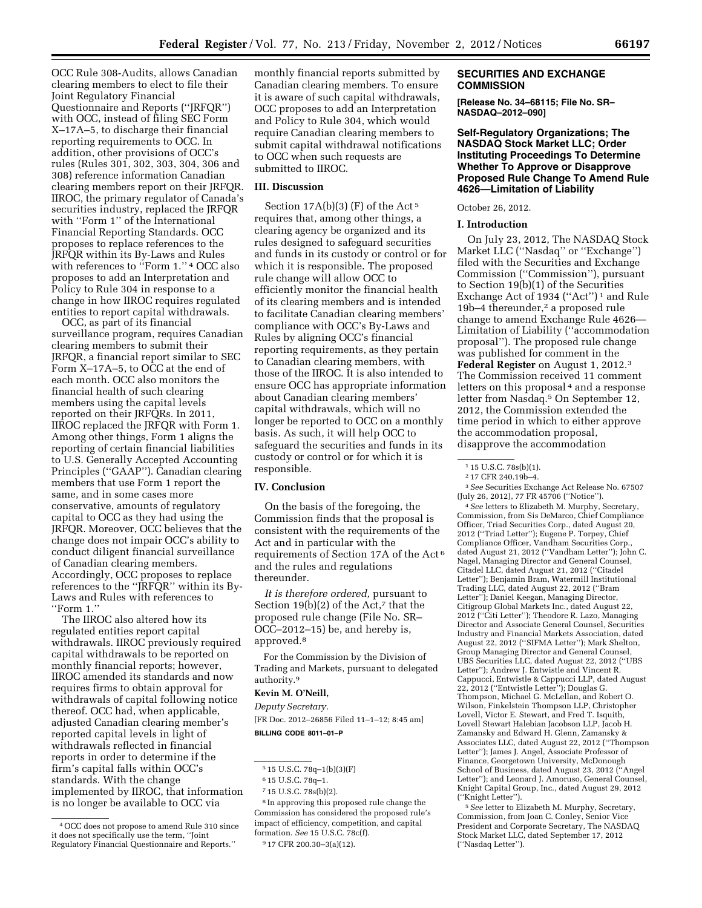OCC Rule 308-Audits, allows Canadian clearing members to elect to file their Joint Regulatory Financial Questionnaire and Reports ("JRFQR") with OCC, instead of filing SEC Form X–17A–5, to discharge their financial reporting requirements to OCC. In addition, other provisions of OCC's rules (Rules 301, 302, 303, 304, 306 and 308) reference information Canadian clearing members report on their JRFQR. IIROC, the primary regulator of Canada's securities industry, replaced the JRFQR with "Form 1" of the International Financial Reporting Standards. OCC proposes to replace references to the JRFQR within its By-Laws and Rules with references to "Form 1." [4] OCC also proposes to add an Interpretation and Policy to Rule 304 in response to a change in how IIROC requires regulated entities to report capital withdrawals.

OCC, as part of its financial surveillance program, requires Canadian clearing members to submit their JRFQR, a financial report similar to SEC Form X–17A–5, to OCC at the end of each month. OCC also monitors the financial health of such clearing members using the capital levels reported on their JRFQRs. In 2011, IIROC replaced the JRFQR with Form 1. Among other things, Form 1 aligns the reporting of certain financial liabilities to U.S. Generally Accepted Accounting Principles ("GAAP"). Canadian clearing members that use Form 1 report the same, and in some cases more conservative, amounts of regulatory capital to OCC as they had using the JRFQR. Moreover, OCC believes that the change does not impair OCC's ability to conduct diligent financial surveillance of Canadian clearing members. Accordingly, OCC proposes to replace references to the "JRFQR" within its By-Laws and Rules with references to "Form 1."

The IIROC also altered how its regulated entities report capital withdrawals. IIROC previously required capital withdrawals to be reported on monthly financial reports; however, IIROC amended its standards and now requires firms to obtain approval for withdrawals of capital following notice thereof. OCC had, when applicable, adjusted Canadian clearing member's reported capital levels in light of withdrawals reflected in financial reports in order to determine if the firm's capital falls within OCC's standards. With the change implemented by IIROC, that information is no longer be available to OCC via monthly financial reports submitted by Canadian clearing members. To ensure it is aware of such capital withdrawals, OCC proposes to add an Interpretation and Policy to Rule 304, which would require Canadian clearing members to submit capital withdrawal notifications to OCC when such requests are submitted to IIROC.

## III. Discussion

Section 17A(b)(3) (F) of the Act [5] requires that, among other things, a clearing agency be organized and its rules designed to safeguard securities and funds in its custody or control or for which it is responsible. The proposed rule change will allow OCC to efficiently monitor the financial health of its clearing members and is intended to facilitate Canadian clearing members' compliance with OCC's By-Laws and Rules by aligning OCC's financial reporting requirements, as they pertain to Canadian clearing members, with those of the IIROC. It is also intended to ensure OCC has appropriate information about Canadian clearing members' capital withdrawals, which will no longer be reported to OCC on a monthly basis. As such, it will help OCC to safeguard the securities and funds in its custody or control or for which it is responsible.

## IV. Conclusion

On the basis of the foregoing, the Commission finds that the proposal is consistent with the requirements of the Act and in particular with the requirements of Section 17A of the Act [6] and the rules and regulations thereunder.

*It is therefore ordered,* pursuant to Section 19(b)(2) of the Act,[7] that the proposed rule change (File No. SR–OCC–2012–15) be, and hereby is, approved.[8]

For the Commission by the Division of Trading and Markets, pursuant to delegated authority.[9]

**Kevin M. O'Neill,**

*Deputy Secretary.*

[FR Doc. 2012–26856 Filed 11–1–12; 8:45 am]

**BILLING CODE 8011–01–P**

[4] OCC does not propose to amend Rule 310 since it does not specifically use the term, "Joint Regulatory Financial Questionnaire and Reports."

[5] 15 U.S.C. 78q–1(b)(3)(F)

[6] 15 U.S.C. 78q–1.

[7] 15 U.S.C. 78s(b)(2).

[8] In approving this proposed rule change the Commission has considered the proposed rule's impact of efficiency, competition, and capital formation. *See* 15 U.S.C. 78c(f).

[9] 17 CFR 200.30–3(a)(12).

## SECURITIES AND EXCHANGE COMMISSION

**[Release No. 34–68115; File No. SR–NASDAQ–2012–090]**

### Self-Regulatory Organizations; The NASDAQ Stock Market LLC; Order Instituting Proceedings To Determine Whether To Approve or Disapprove Proposed Rule Change To Amend Rule 4626—Limitation of Liability

October 26, 2012.

#### I. Introduction

On July 23, 2012, The NASDAQ Stock Market LLC ("Nasdaq" or "Exchange") filed with the Securities and Exchange Commission ("Commission"), pursuant to Section 19(b)(1) of the Securities Exchange Act of 1934 ("Act") [1] and Rule 19b–4 thereunder,[2] a proposed rule change to amend Exchange Rule 4626—Limitation of Liability ("accommodation proposal"). The proposed rule change was published for comment in the **Federal Register** on August 1, 2012.[3] The Commission received 11 comment letters on this proposal [4] and a response letter from Nasdaq.[5] On September 12, 2012, the Commission extended the time period in which to either approve the accommodation proposal, disapprove the accommodation

[1] 15 U.S.C. 78s(b)(1).

[2] 17 CFR 240.19b–4.

[3] *See* Securities Exchange Act Release No. 67507 (July 26, 2012), 77 FR 45706 ("Notice").

[4] *See* letters to Elizabeth M. Murphy, Secretary, Commission, from Sis DeMarco, Chief Compliance Officer, Triad Securities Corp., dated August 20, 2012 ("Triad Letter"); Eugene P. Torpey, Chief Compliance Officer, Vandham Securities Corp., dated August 21, 2012 ("Vandham Letter"); John C. Nagel, Managing Director and General Counsel, Citadel LLC, dated August 21, 2012 ("Citadel Letter"); Benjamin Bram, Watermill Institutional Trading LLC, dated August 22, 2012 ("Bram Letter"); Daniel Keegan, Managing Director, Citigroup Global Markets Inc., dated August 22, 2012 ("Citi Letter"); Theodore R. Lazo, Managing Director and Associate General Counsel, Securities Industry and Financial Markets Association, dated August 22, 2012 ("SIFMA Letter"); Mark Shelton, Group Managing Director and General Counsel, UBS Securities LLC, dated August 22, 2012 ("UBS Letter"); Andrew J. Entwistle and Vincent R. Cappucci, Entwistle & Cappucci LLP, dated August 22, 2012 ("Entwistle Letter"); Douglas G. Thompson, Michael G. McLellan, and Robert O. Wilson, Finkelstein Thompson LLP, Christopher Lovell, Victor E. Stewart, and Fred T. Isquith, Lovell Stewart Halebian Jacobson LLP, Jacob H. Zamansky and Edward H. Glenn, Zamansky & Associates LLC, dated August 22, 2012 ("Thompson Letter"); James J. Angel, Associate Professor of Finance, Georgetown University, McDonough School of Business, dated August 23, 2012 ("Angel Letter"); and Leonard J. Amoruso, General Counsel, Knight Capital Group, Inc., dated August 29, 2012 ("Knight Letter").

[5] *See* letter to Elizabeth M. Murphy, Secretary, Commission, from Joan C. Conley, Senior Vice President and Corporate Secretary, The NASDAQ Stock Market LLC, dated September 17, 2012 ("Nasdaq Letter").